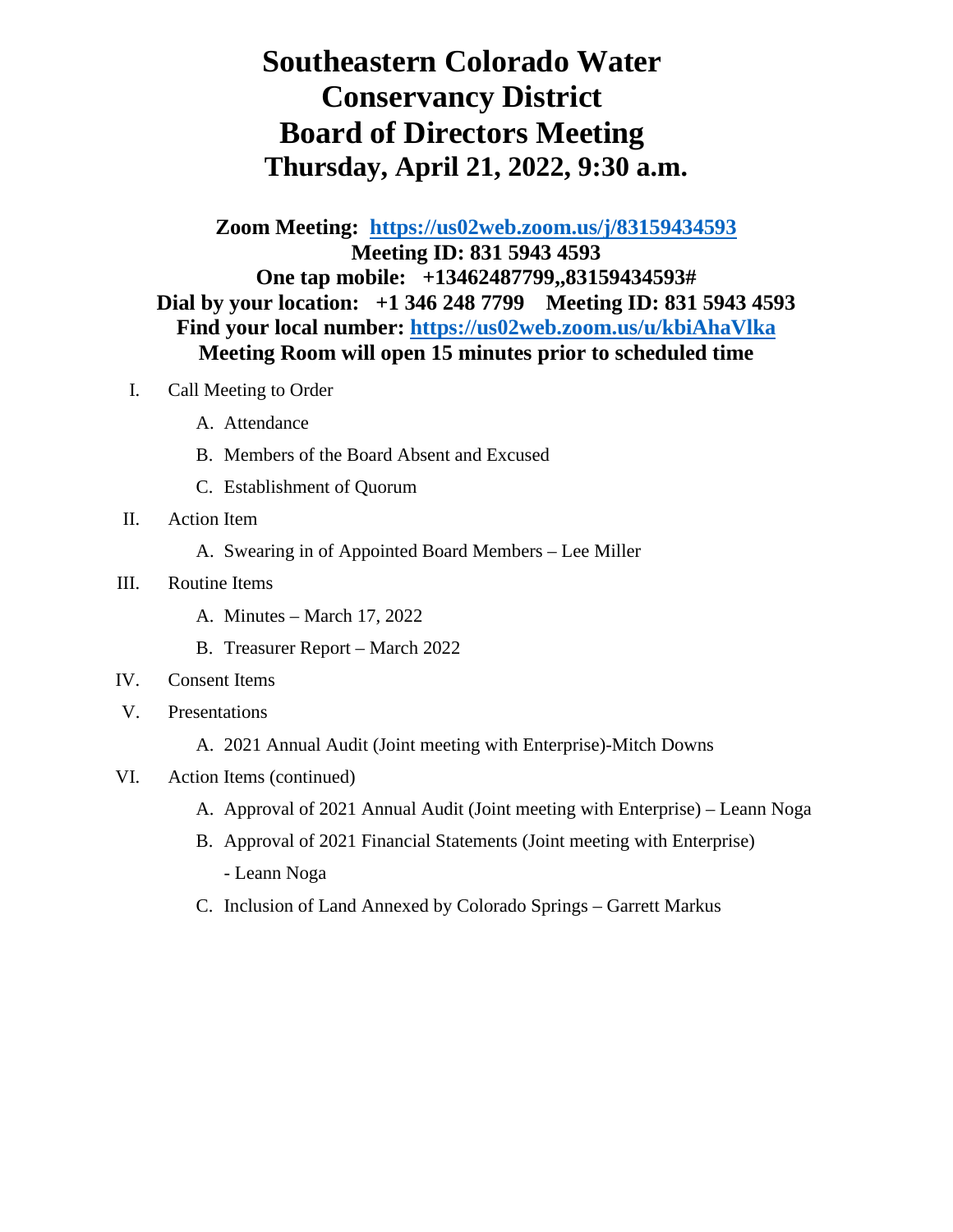# Southeastern Colorado Water Conservancy District Board of Directors Meeting

## Thursday, April 21, 2022, 9:30 a.m.

**Zoom Meeting: [https://us02web.zoom.us/j/83159434593](https://us02web.zoom.us/j/83159434593)**
**Meeting ID: 831 5943 4593**
**One tap mobile: +13462487799,,83159434593#**
**Dial by your location: +1 346 248 7799 Meeting ID: 831 5943 4593**
**Find your local number: [https://us02web.zoom.us/u/kbiAhaVlka](https://us02web.zoom.us/u/kbiAhaVlka)**
**Meeting Room will open 15 minutes prior to scheduled time**

I. Call Meeting to Order

   A. Attendance

   B. Members of the Board Absent and Excused

   C. Establishment of Quorum

II. Action Item

   A. Swearing in of Appointed Board Members – Lee Miller

III. Routine Items

   A. Minutes – March 17, 2022

   B. Treasurer Report – March 2022

IV. Consent Items

V. Presentations

   A. 2021 Annual Audit (Joint meeting with Enterprise)-Mitch Downs

VI. Action Items (continued)

   A. Approval of 2021 Annual Audit (Joint meeting with Enterprise) – Leann Noga

   B. Approval of 2021 Financial Statements (Joint meeting with Enterprise) - Leann Noga

   C. Inclusion of Land Annexed by Colorado Springs – Garrett Markus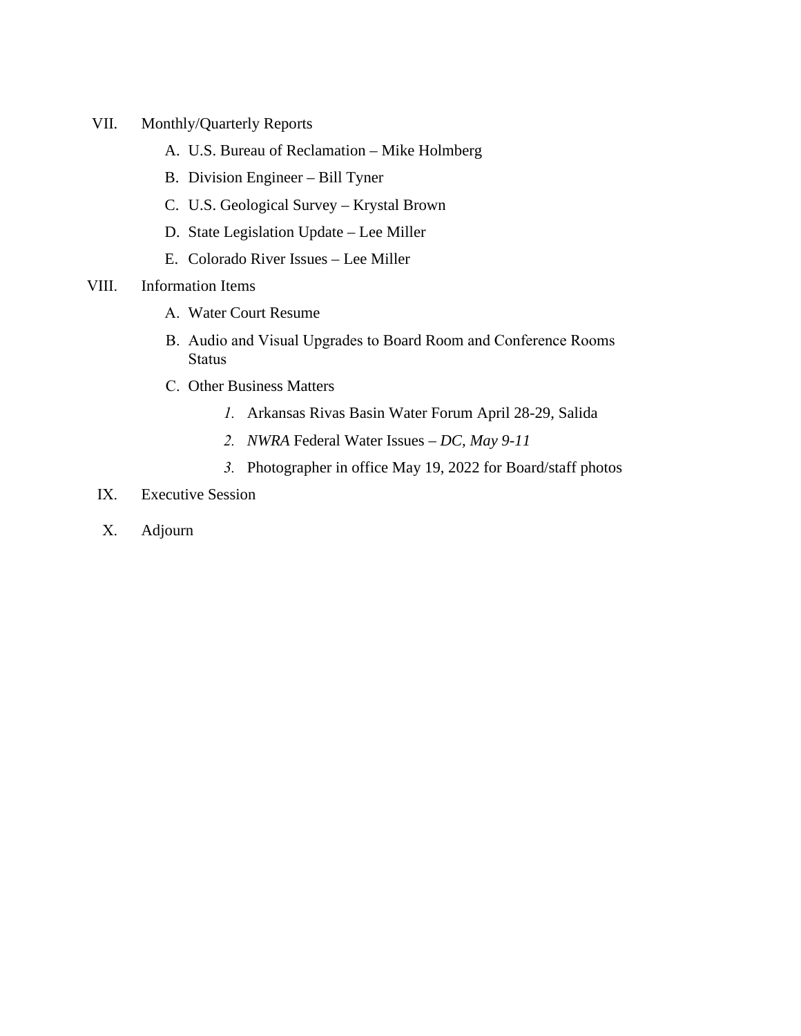VII. Monthly/Quarterly Reports

   A. U.S. Bureau of Reclamation – Mike Holmberg

   B. Division Engineer – Bill Tyner

   C. U.S. Geological Survey – Krystal Brown

   D. State Legislation Update – Lee Miller

   E. Colorado River Issues – Lee Miller

VIII. Information Items

   A. Water Court Resume

   B. Audio and Visual Upgrades to Board Room and Conference Rooms Status

   C. Other Business Matters

      *1.* Arkansas Rivas Basin Water Forum April 28-29, Salida

      *2.* *NWRA* Federal Water Issues – *DC, May 9-11*

      *3.* Photographer in office May 19, 2022 for Board/staff photos

IX. Executive Session

X. Adjourn